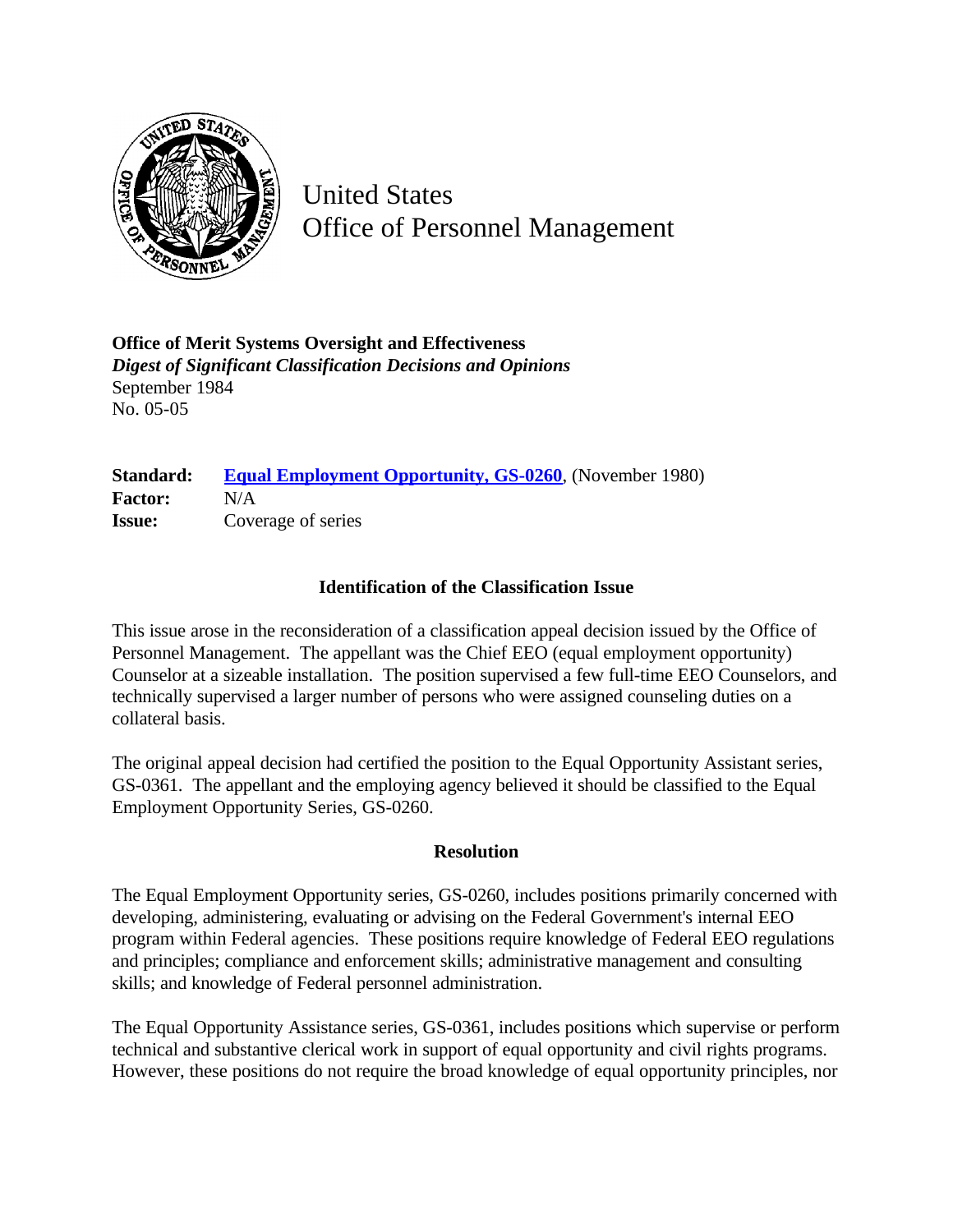United States
Office of Personnel Management

**Office of Merit Systems Oversight and Effectiveness**
***Digest of Significant Classification Decisions and Opinions***
September 1984
No. 05-05

**Standard:** **Equal Employment Opportunity, GS-0260**, (November 1980)
**Factor:** N/A
**Issue:** Coverage of series

## Identification of the Classification Issue

This issue arose in the reconsideration of a classification appeal decision issued by the Office of Personnel Management. The appellant was the Chief EEO (equal employment opportunity) Counselor at a sizeable installation. The position supervised a few full-time EEO Counselors, and technically supervised a larger number of persons who were assigned counseling duties on a collateral basis.

The original appeal decision had certified the position to the Equal Opportunity Assistant series, GS-0361. The appellant and the employing agency believed it should be classified to the Equal Employment Opportunity Series, GS-0260.

## Resolution

The Equal Employment Opportunity series, GS-0260, includes positions primarily concerned with developing, administering, evaluating or advising on the Federal Government's internal EEO program within Federal agencies. These positions require knowledge of Federal EEO regulations and principles; compliance and enforcement skills; administrative management and consulting skills; and knowledge of Federal personnel administration.

The Equal Opportunity Assistance series, GS-0361, includes positions which supervise or perform technical and substantive clerical work in support of equal opportunity and civil rights programs. However, these positions do not require the broad knowledge of equal opportunity principles, nor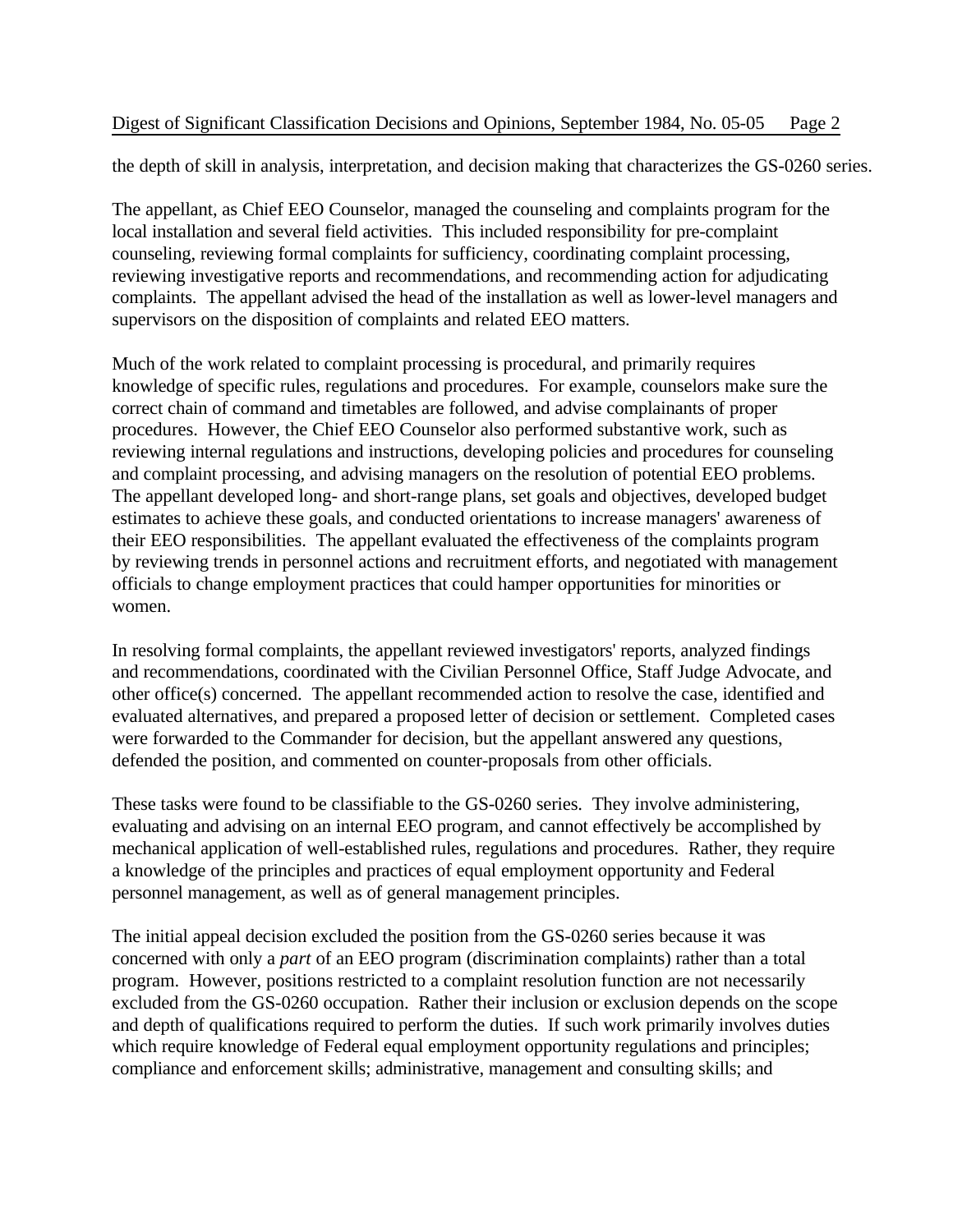the depth of skill in analysis, interpretation, and decision making that characterizes the GS-0260 series.

The appellant, as Chief EEO Counselor, managed the counseling and complaints program for the local installation and several field activities. This included responsibility for pre-complaint counseling, reviewing formal complaints for sufficiency, coordinating complaint processing, reviewing investigative reports and recommendations, and recommending action for adjudicating complaints. The appellant advised the head of the installation as well as lower-level managers and supervisors on the disposition of complaints and related EEO matters.

Much of the work related to complaint processing is procedural, and primarily requires knowledge of specific rules, regulations and procedures. For example, counselors make sure the correct chain of command and timetables are followed, and advise complainants of proper procedures. However, the Chief EEO Counselor also performed substantive work, such as reviewing internal regulations and instructions, developing policies and procedures for counseling and complaint processing, and advising managers on the resolution of potential EEO problems. The appellant developed long- and short-range plans, set goals and objectives, developed budget estimates to achieve these goals, and conducted orientations to increase managers' awareness of their EEO responsibilities. The appellant evaluated the effectiveness of the complaints program by reviewing trends in personnel actions and recruitment efforts, and negotiated with management officials to change employment practices that could hamper opportunities for minorities or women.

In resolving formal complaints, the appellant reviewed investigators' reports, analyzed findings and recommendations, coordinated with the Civilian Personnel Office, Staff Judge Advocate, and other office(s) concerned. The appellant recommended action to resolve the case, identified and evaluated alternatives, and prepared a proposed letter of decision or settlement. Completed cases were forwarded to the Commander for decision, but the appellant answered any questions, defended the position, and commented on counter-proposals from other officials.

These tasks were found to be classifiable to the GS-0260 series. They involve administering, evaluating and advising on an internal EEO program, and cannot effectively be accomplished by mechanical application of well-established rules, regulations and procedures. Rather, they require a knowledge of the principles and practices of equal employment opportunity and Federal personnel management, as well as of general management principles.

The initial appeal decision excluded the position from the GS-0260 series because it was concerned with only a *part* of an EEO program (discrimination complaints) rather than a total program. However, positions restricted to a complaint resolution function are not necessarily excluded from the GS-0260 occupation. Rather their inclusion or exclusion depends on the scope and depth of qualifications required to perform the duties. If such work primarily involves duties which require knowledge of Federal equal employment opportunity regulations and principles; compliance and enforcement skills; administrative, management and consulting skills; and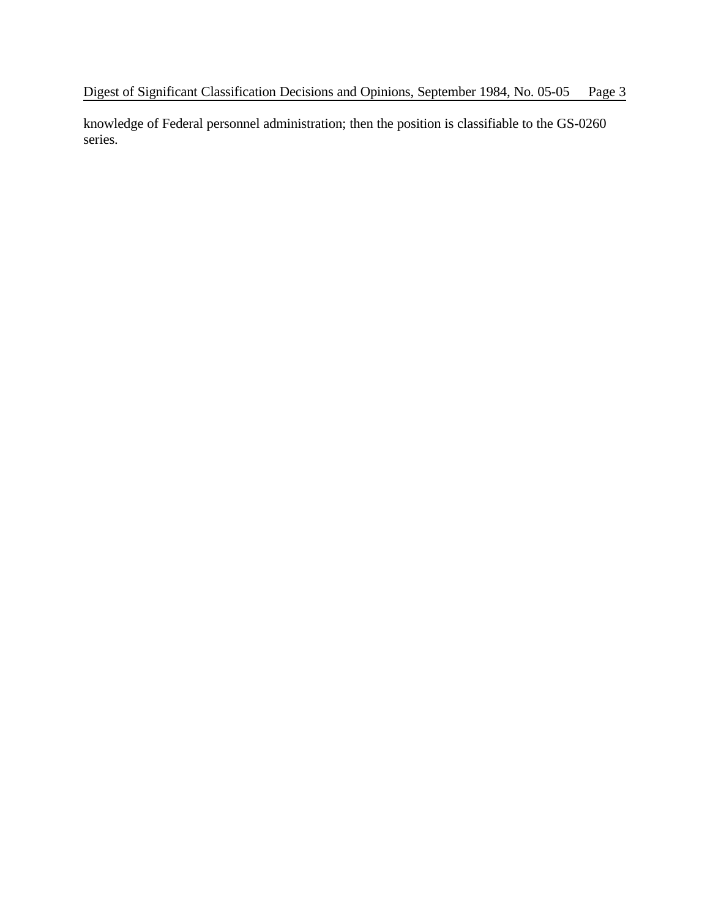knowledge of Federal personnel administration; then the position is classifiable to the GS-0260 series.